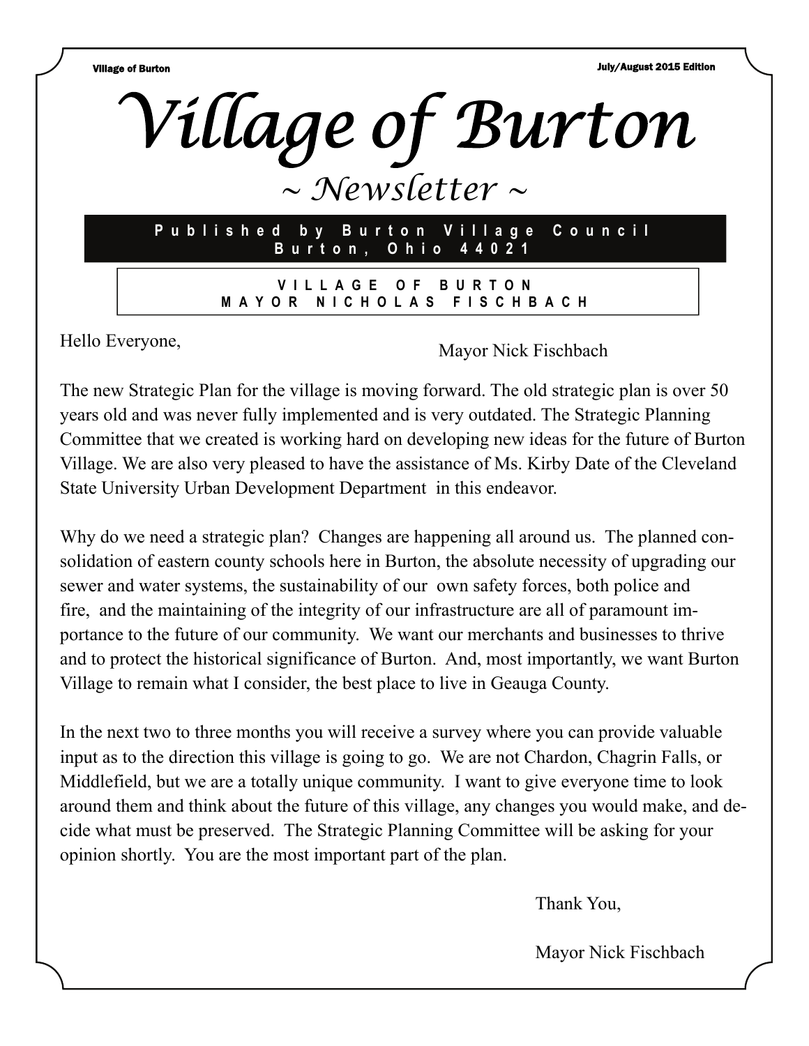# Village of Burton

## ~ Newsletter ~

**Published by Burton Village Council**
**Burton, Ohio 44021**

**VILLAGE OF BURTON**
**MAYOR NICHOLAS FISCHBACH**

Hello Everyone,

Mayor Nick Fischbach

The new Strategic Plan for the village is moving forward. The old strategic plan is over 50 years old and was never fully implemented and is very outdated. The Strategic Planning Committee that we created is working hard on developing new ideas for the future of Burton Village. We are also very pleased to have the assistance of Ms. Kirby Date of the Cleveland State University Urban Development Department in this endeavor.

Why do we need a strategic plan? Changes are happening all around us. The planned consolidation of eastern county schools here in Burton, the absolute necessity of upgrading our sewer and water systems, the sustainability of our own safety forces, both police and fire, and the maintaining of the integrity of our infrastructure are all of paramount importance to the future of our community. We want our merchants and businesses to thrive and to protect the historical significance of Burton. And, most importantly, we want Burton Village to remain what I consider, the best place to live in Geauga County.

In the next two to three months you will receive a survey where you can provide valuable input as to the direction this village is going to go. We are not Chardon, Chagrin Falls, or Middlefield, but we are a totally unique community. I want to give everyone time to look around them and think about the future of this village, any changes you would make, and decide what must be preserved. The Strategic Planning Committee will be asking for your opinion shortly. You are the most important part of the plan.

Thank You,

Mayor Nick Fischbach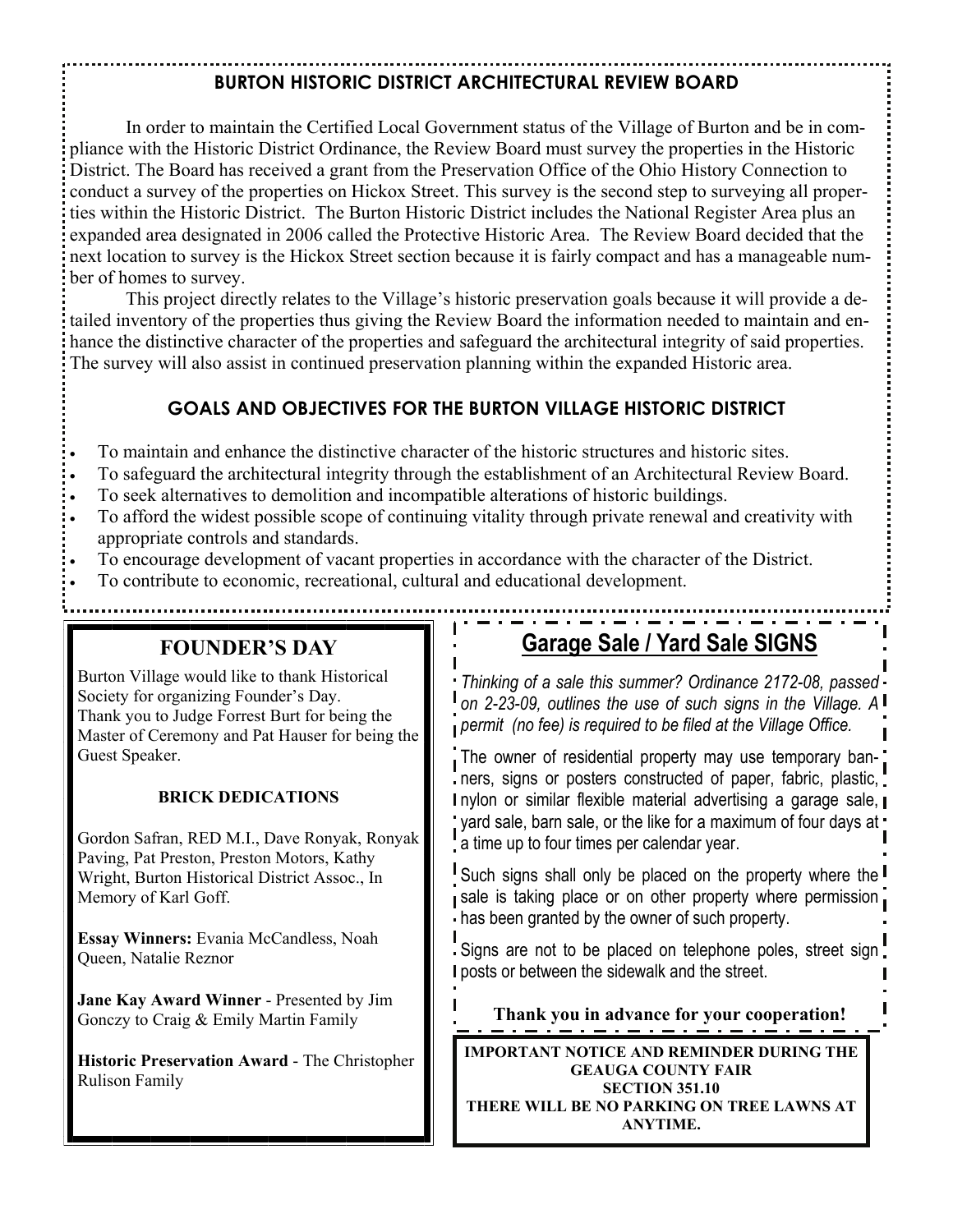## BURTON HISTORIC DISTRICT ARCHITECTURAL REVIEW BOARD

In order to maintain the Certified Local Government status of the Village of Burton and be in compliance with the Historic District Ordinance, the Review Board must survey the properties in the Historic District. The Board has received a grant from the Preservation Office of the Ohio History Connection to conduct a survey of the properties on Hickox Street. This survey is the second step to surveying all properties within the Historic District. The Burton Historic District includes the National Register Area plus an expanded area designated in 2006 called the Protective Historic Area. The Review Board decided that the next location to survey is the Hickox Street section because it is fairly compact and has a manageable number of homes to survey.

This project directly relates to the Village's historic preservation goals because it will provide a detailed inventory of the properties thus giving the Review Board the information needed to maintain and enhance the distinctive character of the properties and safeguard the architectural integrity of said properties. The survey will also assist in continued preservation planning within the expanded Historic area.

### GOALS AND OBJECTIVES FOR THE BURTON VILLAGE HISTORIC DISTRICT

- To maintain and enhance the distinctive character of the historic structures and historic sites.
- To safeguard the architectural integrity through the establishment of an Architectural Review Board.
- To seek alternatives to demolition and incompatible alterations of historic buildings.
- To afford the widest possible scope of continuing vitality through private renewal and creativity with appropriate controls and standards.
- To encourage development of vacant properties in accordance with the character of the District.
- To contribute to economic, recreational, cultural and educational development.

## FOUNDER'S DAY

Burton Village would like to thank Historical Society for organizing Founder's Day. Thank you to Judge Forrest Burt for being the Master of Ceremony and Pat Hauser for being the Guest Speaker.

### BRICK DEDICATIONS

Gordon Safran, RED M.I., Dave Ronyak, Ronyak Paving, Pat Preston, Preston Motors, Kathy Wright, Burton Historical District Assoc., In Memory of Karl Goff.

**Essay Winners:** Evania McCandless, Noah Queen, Natalie Reznor

**Jane Kay Award Winner** - Presented by Jim Gonczy to Craig & Emily Martin Family

**Historic Preservation Award** - The Christopher Rulison Family

## Garage Sale / Yard Sale SIGNS

*Thinking of a sale this summer? Ordinance 2172-08, passed on 2-23-09, outlines the use of such signs in the Village. A permit (no fee) is required to be filed at the Village Office.*

The owner of residential property may use temporary banners, signs or posters constructed of paper, fabric, plastic, nylon or similar flexible material advertising a garage sale, yard sale, barn sale, or the like for a maximum of four days at a time up to four times per calendar year.

Such signs shall only be placed on the property where the sale is taking place or on other property where permission has been granted by the owner of such property.

Signs are not to be placed on telephone poles, street sign posts or between the sidewalk and the street.

**Thank you in advance for your cooperation!**

**IMPORTANT NOTICE AND REMINDER DURING THE GEAUGA COUNTY FAIR**
**SECTION 351.10**
**THERE WILL BE NO PARKING ON TREE LAWNS AT ANYTIME.**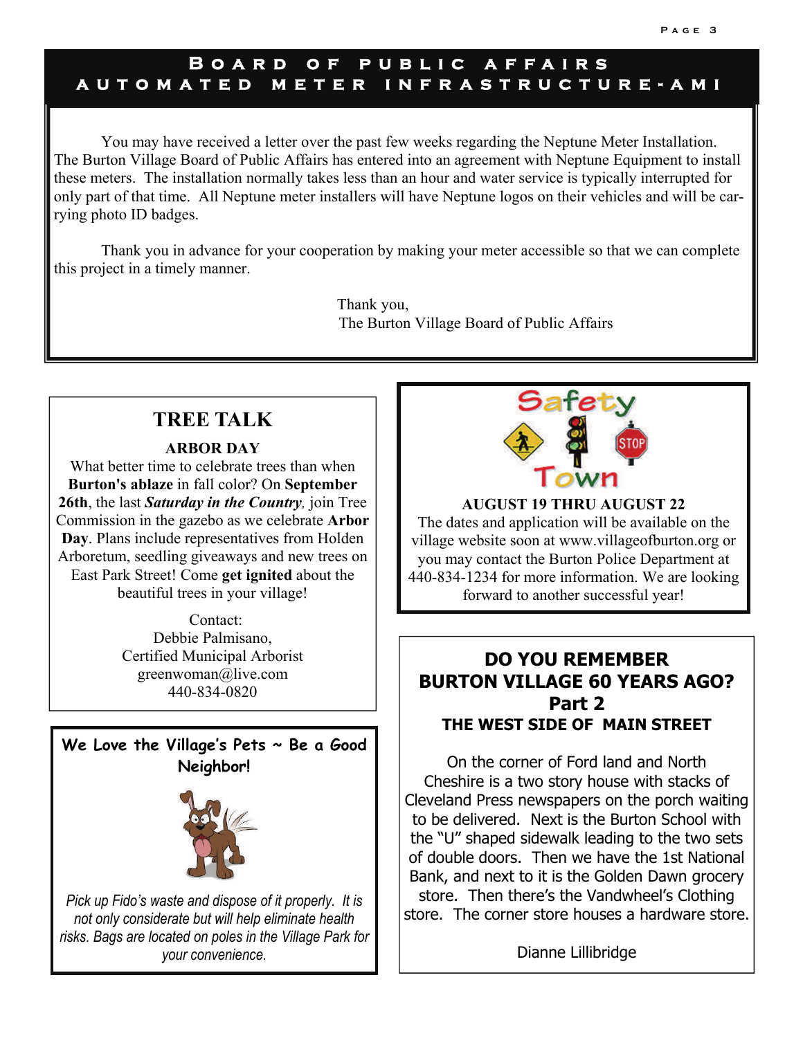## BOARD OF PUBLIC AFFAIRS
## AUTOMATED METER INFRASTRUCTURE-AMI

You may have received a letter over the past few weeks regarding the Neptune Meter Installation. The Burton Village Board of Public Affairs has entered into an agreement with Neptune Equipment to install these meters. The installation normally takes less than an hour and water service is typically interrupted for only part of that time. All Neptune meter installers will have Neptune logos on their vehicles and will be carrying photo ID badges.

Thank you in advance for your cooperation by making your meter accessible so that we can complete this project in a timely manner.

Thank you,
The Burton Village Board of Public Affairs

## TREE TALK

### ARBOR DAY

What better time to celebrate trees than when **Burton's ablaze** in fall color? On **September 26th**, the last ***Saturday in the Country****,* join Tree Commission in the gazebo as we celebrate **Arbor Day**. Plans include representatives from Holden Arboretum, seedling giveaways and new trees on East Park Street! Come **get ignited** about the beautiful trees in your village!

Contact:
Debbie Palmisano,
Certified Municipal Arborist
greenwoman@live.com
440-834-0820

## Safety Town

**AUGUST 19 THRU AUGUST 22**

The dates and application will be available on the village website soon at www.villageofburton.org or you may contact the Burton Police Department at 440-834-1234 for more information. We are looking forward to another successful year!

## We Love the Village's Pets ~ Be a Good Neighbor!

*Pick up Fido's waste and dispose of it properly. It is not only considerate but will help eliminate health risks. Bags are located on poles in the Village Park for your convenience.*

## DO YOU REMEMBER BURTON VILLAGE 60 YEARS AGO? Part 2

### THE WEST SIDE OF MAIN STREET

On the corner of Ford land and North Cheshire is a two story house with stacks of Cleveland Press newspapers on the porch waiting to be delivered. Next is the Burton School with the "U" shaped sidewalk leading to the two sets of double doors. Then we have the 1st National Bank, and next to it is the Golden Dawn grocery store. Then there's the Vandwheel's Clothing store. The corner store houses a hardware store.

Dianne Lillibridge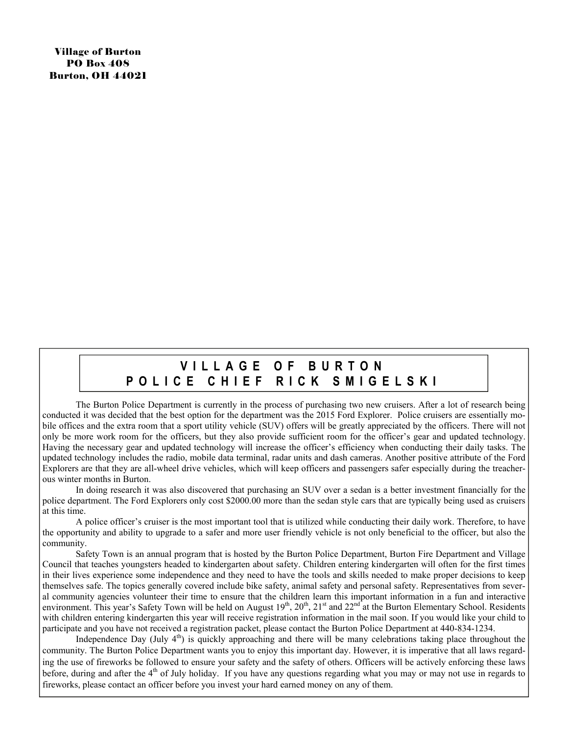Village of Burton
PO Box 408
Burton, OH 44021

## VILLAGE OF BURTON
## POLICE CHIEF RICK SMIGELSKI

The Burton Police Department is currently in the process of purchasing two new cruisers. After a lot of research being conducted it was decided that the best option for the department was the 2015 Ford Explorer. Police cruisers are essentially mobile offices and the extra room that a sport utility vehicle (SUV) offers will be greatly appreciated by the officers. There will not only be more work room for the officers, but they also provide sufficient room for the officer's gear and updated technology. Having the necessary gear and updated technology will increase the officer's efficiency when conducting their daily tasks. The updated technology includes the radio, mobile data terminal, radar units and dash cameras. Another positive attribute of the Ford Explorers are that they are all-wheel drive vehicles, which will keep officers and passengers safer especially during the treacherous winter months in Burton.

In doing research it was also discovered that purchasing an SUV over a sedan is a better investment financially for the police department. The Ford Explorers only cost $2000.00 more than the sedan style cars that are typically being used as cruisers at this time.

A police officer's cruiser is the most important tool that is utilized while conducting their daily work. Therefore, to have the opportunity and ability to upgrade to a safer and more user friendly vehicle is not only beneficial to the officer, but also the community.

Safety Town is an annual program that is hosted by the Burton Police Department, Burton Fire Department and Village Council that teaches youngsters headed to kindergarten about safety. Children entering kindergarten will often for the first times in their lives experience some independence and they need to have the tools and skills needed to make proper decisions to keep themselves safe. The topics generally covered include bike safety, animal safety and personal safety. Representatives from several community agencies volunteer their time to ensure that the children learn this important information in a fun and interactive environment. This year's Safety Town will be held on August 19th, 20th, 21st and 22nd at the Burton Elementary School. Residents with children entering kindergarten this year will receive registration information in the mail soon. If you would like your child to participate and you have not received a registration packet, please contact the Burton Police Department at 440-834-1234.

Independence Day (July 4th) is quickly approaching and there will be many celebrations taking place throughout the community. The Burton Police Department wants you to enjoy this important day. However, it is imperative that all laws regarding the use of fireworks be followed to ensure your safety and the safety of others. Officers will be actively enforcing these laws before, during and after the 4th of July holiday. If you have any questions regarding what you may or may not use in regards to fireworks, please contact an officer before you invest your hard earned money on any of them.